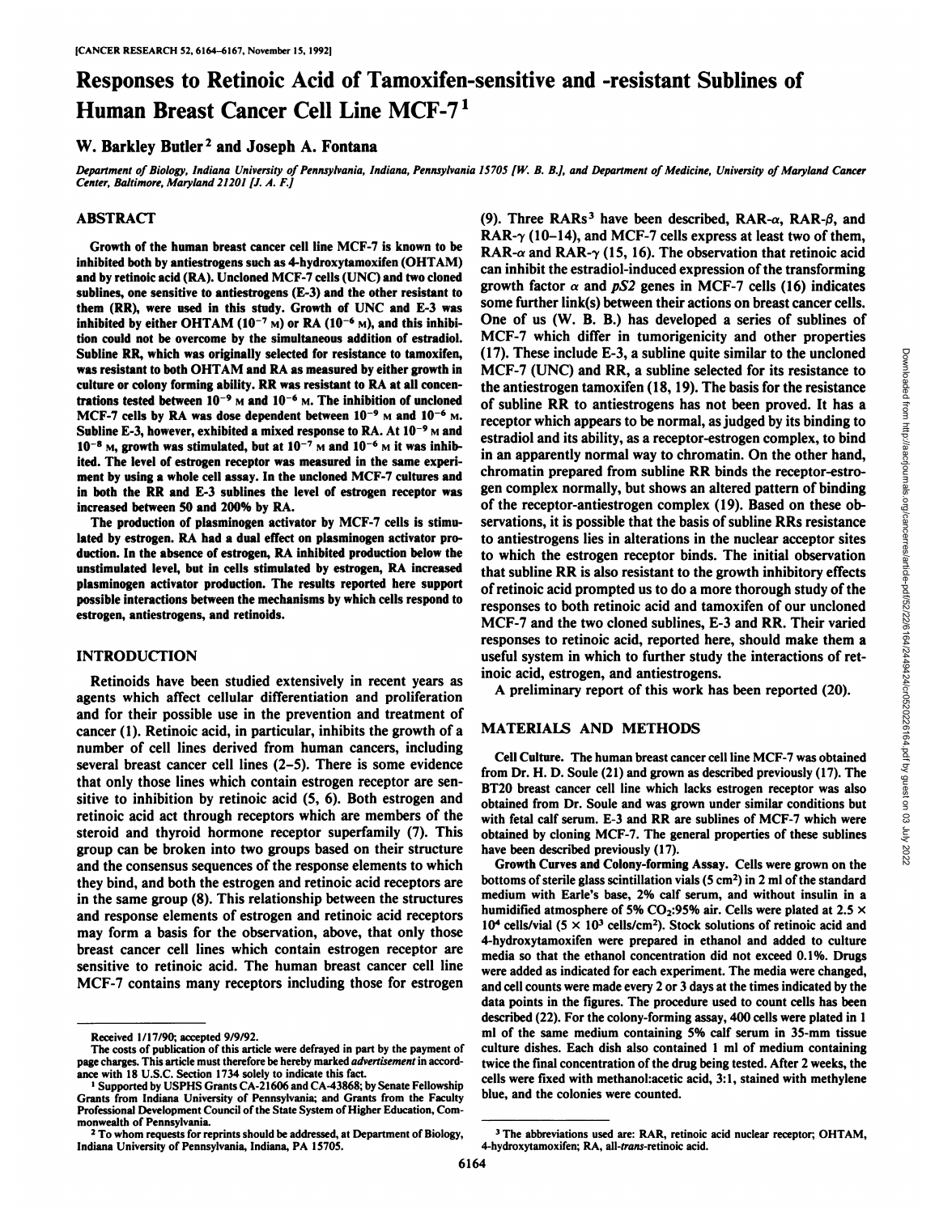# Responses to Retinoic Acid of Tamoxifen-sensitive and -resistant Sublines of Human Breast Cancer Cell Line MCF-7[1]

**W. Barkley Butler[2] and Joseph A. Fontana**

*Department of Biology, Indiana University of Pennsylvania, Indiana, Pennsylvania 15705 [W. B. B.], and Department of Medicine, University of Maryland Cancer Center, Baltimore, Maryland 21201 [J. A. F.]*

## ABSTRACT

Growth of the human breast cancer cell line MCF-7 is known to be inhibited both by antiestrogens such as 4-hydroxytamoxifen (OHTAM) and by retinoic acid (RA). Uncloned MCF-7 cells (UNC) and two cloned sublines, one sensitive to antiestrogens (E-3) and the other resistant to them (RR), were used in this study. Growth of UNC and E-3 was inhibited by either OHTAM ($10^{-7}$ M) or RA ($10^{-6}$ M), and this inhibition could not be overcome by the simultaneous addition of estradiol. Subline RR, which was originally selected for resistance to tamoxifen, was resistant to both OHTAM and RA as measured by either growth in culture or colony forming ability. RR was resistant to RA at all concentrations tested between $10^{-9}$ M and $10^{-6}$ M. The inhibition of uncloned MCF-7 cells by RA was dose dependent between $10^{-9}$ M and $10^{-6}$ M. Subline E-3, however, exhibited a mixed response to RA. At $10^{-9}$ M and $10^{-8}$ M, growth was stimulated, but at $10^{-7}$ M and $10^{-6}$ M it was inhibited. The level of estrogen receptor was measured in the same experiment by using a whole cell assay. In the uncloned MCF-7 cultures and in both the RR and E-3 sublines the level of estrogen receptor was increased between 50 and 200% by RA.

The production of plasminogen activator by MCF-7 cells is stimulated by estrogen. RA had a dual effect on plasminogen activator production. In the absence of estrogen, RA inhibited production below the unstimulated level, but in cells stimulated by estrogen, RA increased plasminogen activator production. The results reported here support possible interactions between the mechanisms by which cells respond to estrogen, antiestrogens, and retinoids.

## INTRODUCTION

Retinoids have been studied extensively in recent years as agents which affect cellular differentiation and proliferation and for their possible use in the prevention and treatment of cancer (1). Retinoic acid, in particular, inhibits the growth of a number of cell lines derived from human cancers, including several breast cancer cell lines (2–5). There is some evidence that only those lines which contain estrogen receptor are sensitive to inhibition by retinoic acid (5, 6). Both estrogen and retinoic acid act through receptors which are members of the steroid and thyroid hormone receptor superfamily (7). This group can be broken into two groups based on their structure and the consensus sequences of the response elements to which they bind, and both the estrogen and retinoic acid receptors are in the same group (8). This relationship between the structures and response elements of estrogen and retinoic acid receptors may form a basis for the observation, above, that only those breast cancer cell lines which contain estrogen receptor are sensitive to retinoic acid. The human breast cancer cell line MCF-7 contains many receptors including those for estrogen (9). Three RARs[3] have been described, RAR-$\alpha$, RAR-$\beta$, and RAR-$\gamma$ (10–14), and MCF-7 cells express at least two of them, RAR-$\alpha$ and RAR-$\gamma$ (15, 16). The observation that retinoic acid can inhibit the estradiol-induced expression of the transforming growth factor $\alpha$ and *pS2* genes in MCF-7 cells (16) indicates some further link(s) between their actions on breast cancer cells. One of us (W. B. B.) has developed a series of sublines of MCF-7 which differ in tumorigenicity and other properties (17). These include E-3, a subline quite similar to the uncloned MCF-7 (UNC) and RR, a subline selected for its resistance to the antiestrogen tamoxifen (18, 19). The basis for the resistance of subline RR to antiestrogens has not been proved. It has a receptor which appears to be normal, as judged by its binding to estradiol and its ability, as a receptor-estrogen complex, to bind in an apparently normal way to chromatin. On the other hand, chromatin prepared from subline RR binds the receptor-estrogen complex normally, but shows an altered pattern of binding of the receptor-antiestrogen complex (19). Based on these observations, it is possible that the basis of subline RRs resistance to antiestrogens lies in alterations in the nuclear acceptor sites to which the estrogen receptor binds. The initial observation that subline RR is also resistant to the growth inhibitory effects of retinoic acid prompted us to do a more thorough study of the responses to both retinoic acid and tamoxifen of our uncloned MCF-7 and the two cloned sublines, E-3 and RR. Their varied responses to retinoic acid, reported here, should make them a useful system in which to further study the interactions of retinoic acid, estrogen, and antiestrogens.

A preliminary report of this work has been reported (20).

## MATERIALS AND METHODS

**Cell Culture.** The human breast cancer cell line MCF-7 was obtained from Dr. H. D. Soule (21) and grown as described previously (17). The BT20 breast cancer cell line which lacks estrogen receptor was also obtained from Dr. Soule and was grown under similar conditions but with fetal calf serum. E-3 and RR are sublines of MCF-7 which were obtained by cloning MCF-7. The general properties of these sublines have been described previously (17).

**Growth Curves and Colony-forming Assay.** Cells were grown on the bottoms of sterile glass scintillation vials (5 cm²) in 2 ml of the standard medium with Earle's base, 2% calf serum, and without insulin in a humidified atmosphere of 5% $CO_2$:95% air. Cells were plated at $2.5 \times 10^4$ cells/vial ($5 \times 10^3$ cells/cm²). Stock solutions of retinoic acid and 4-hydroxytamoxifen were prepared in ethanol and added to culture media so that the ethanol concentration did not exceed 0.1%. Drugs were added as indicated for each experiment. The media were changed, and cell counts were made every 2 or 3 days at the times indicated by the data points in the figures. The procedure used to count cells has been described (22). For the colony-forming assay, 400 cells were plated in 1 ml of the same medium containing 5% calf serum in 35-mm tissue culture dishes. Each dish also contained 1 ml of medium containing twice the final concentration of the drug being tested. After 2 weeks, the cells were fixed with methanol:acetic acid, 3:1, stained with methylene blue, and the colonies were counted.

---

Received 1/17/90; accepted 9/9/92.

The costs of publication of this article were defrayed in part by the payment of page charges. This article must therefore be hereby marked *advertisement* in accordance with 18 U.S.C. Section 1734 solely to indicate this fact.

[1] Supported by USPHS Grants CA-21606 and CA-43868; by Senate Fellowship Grants from Indiana University of Pennsylvania; and Grants from the Faculty Professional Development Council of the State System of Higher Education, Commonwealth of Pennsylvania.

[2] To whom requests for reprints should be addressed, at Department of Biology, Indiana University of Pennsylvania, Indiana, PA 15705.

[3] The abbreviations used are: RAR, retinoic acid nuclear receptor; OHTAM, 4-hydroxytamoxifen; RA, all-*trans*-retinoic acid.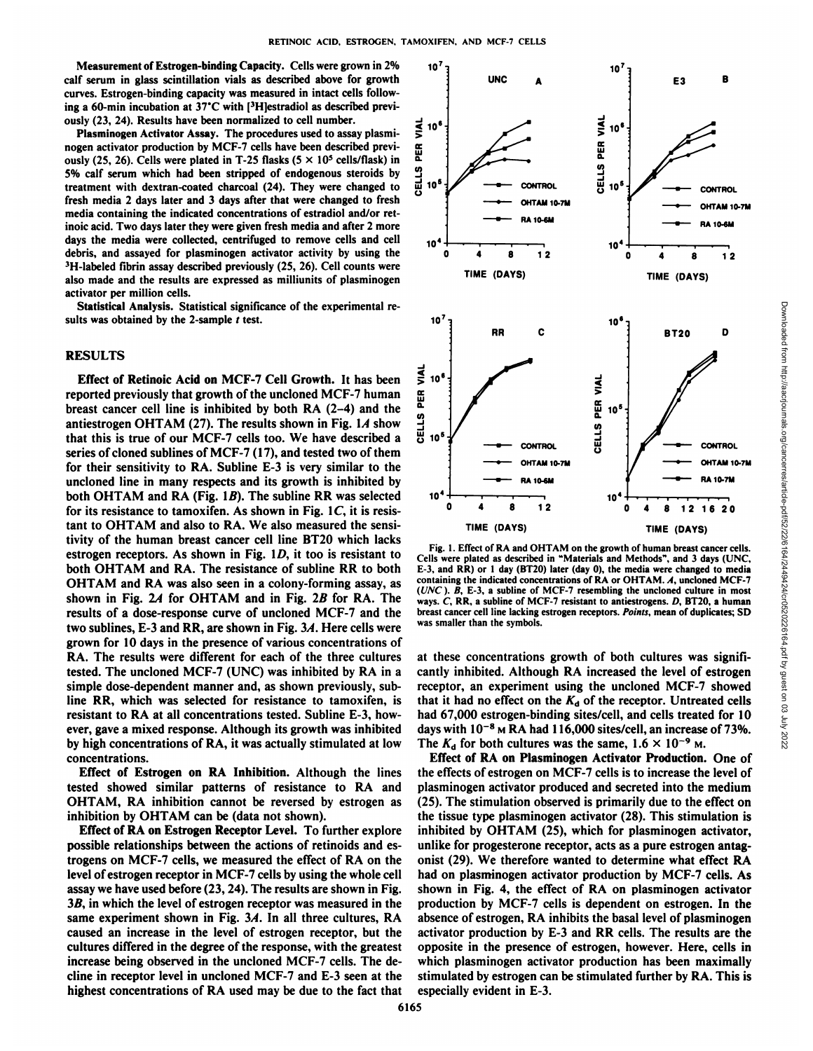**Measurement of Estrogen-binding Capacity.** Cells were grown in 2% calf serum in glass scintillation vials as described above for growth curves. Estrogen-binding capacity was measured in intact cells following a 60-min incubation at 37°C with [$^3$H]estradiol as described previously (23, 24). Results have been normalized to cell number.

**Plasminogen Activator Assay.** The procedures used to assay plasminogen activator production by MCF-7 cells have been described previously (25, 26). Cells were plated in T-25 flasks ($5 \times 10^5$ cells/flask) in 5% calf serum which had been stripped of endogenous steroids by treatment with dextran-coated charcoal (24). They were changed to fresh media 2 days later and 3 days after that were changed to fresh media containing the indicated concentrations of estradiol and/or retinoic acid. Two days later they were given fresh media and after 2 more days the media were collected, centrifuged to remove cells and cell debris, and assayed for plasminogen activator activity by using the $^3$H-labeled fibrin assay described previously (25, 26). Cell counts were also made and the results are expressed as milliunits of plasminogen activator per million cells.

**Statistical Analysis.** Statistical significance of the experimental results was obtained by the 2-sample $t$ test.

## RESULTS

**Effect of Retinoic Acid on MCF-7 Cell Growth.** It has been reported previously that growth of the uncloned MCF-7 human breast cancer cell line is inhibited by both RA (2–4) and the antiestrogen OHTAM (27). The results shown in Fig. 1*A* show that this is true of our MCF-7 cells too. We have described a series of cloned sublines of MCF-7 (17), and tested two of them for their sensitivity to RA. Subline E-3 is very similar to the uncloned line in many respects and its growth is inhibited by both OHTAM and RA (Fig. 1*B*). The subline RR was selected for its resistance to tamoxifen. As shown in Fig. 1*C*, it is resistant to OHTAM and also to RA. We also measured the sensitivity of the human breast cancer cell line BT20 which lacks estrogen receptors. As shown in Fig. 1*D*, it too is resistant to both OHTAM and RA. The resistance of subline RR to both OHTAM and RA was also seen in a colony-forming assay, as shown in Fig. 2*A* for OHTAM and in Fig. 2*B* for RA. The results of a dose-response curve of uncloned MCF-7 and the two sublines, E-3 and RR, are shown in Fig. 3*A*. Here cells were grown for 10 days in the presence of various concentrations of RA. The results were different for each of the three cultures tested. The uncloned MCF-7 (UNC) was inhibited by RA in a simple dose-dependent manner and, as shown previously, subline RR, which was selected for resistance to tamoxifen, is resistant to RA at all concentrations tested. Subline E-3, however, gave a mixed response. Although its growth was inhibited by high concentrations of RA, it was actually stimulated at low concentrations.

**Effect of Estrogen on RA Inhibition.** Although the lines tested showed similar patterns of resistance to RA and OHTAM, RA inhibition cannot be reversed by estrogen as inhibition by OHTAM can be (data not shown).

**Effect of RA on Estrogen Receptor Level.** To further explore possible relationships between the actions of retinoids and estrogens on MCF-7 cells, we measured the effect of RA on the level of estrogen receptor in MCF-7 cells by using the whole cell assay we have used before (23, 24). The results are shown in Fig. 3*B*, in which the level of estrogen receptor was measured in the same experiment shown in Fig. 3*A*. In all three cultures, RA caused an increase in the level of estrogen receptor, but the cultures differed in the degree of the response, with the greatest increase being observed in the uncloned MCF-7 cells. The decline in receptor level in uncloned MCF-7 and E-3 seen at the highest concentrations of RA used may be due to the fact that at these concentrations growth of both cultures was significantly inhibited. Although RA increased the level of estrogen receptor, an experiment using the uncloned MCF-7 showed that it had no effect on the $K_d$ of the receptor. Untreated cells had 67,000 estrogen-binding sites/cell, and cells treated for 10 days with $10^{-8}$ M RA had 116,000 sites/cell, an increase of 73%. The $K_d$ for both cultures was the same, $1.6 \times 10^{-9}$ M.

Fig. 1. Effect of RA and OHTAM on the growth of human breast cancer cells. Cells were plated as described in "Materials and Methods", and 3 days (UNC, E-3, and RR) or 1 day (BT20) later (day 0), the media were changed to media containing the indicated concentrations of RA or OHTAM. *A*, uncloned MCF-7 (*UNC*). *B*, E-3, a subline of MCF-7 resembling the uncloned culture in most ways. *C*, RR, a subline of MCF-7 resistant to antiestrogens. *D*, BT20, a human breast cancer cell line lacking estrogen receptors. *Points*, mean of duplicates; SD was smaller than the symbols.

**Effect of RA on Plasminogen Activator Production.** One of the effects of estrogen on MCF-7 cells is to increase the level of plasminogen activator produced and secreted into the medium (25). The stimulation observed is primarily due to the effect on the tissue type plasminogen activator (28). This stimulation is inhibited by OHTAM (25), which for plasminogen activator, unlike for progesterone receptor, acts as a pure estrogen antagonist (29). We therefore wanted to determine what effect RA had on plasminogen activator production by MCF-7 cells. As shown in Fig. 4, the effect of RA on plasminogen activator production by MCF-7 cells is dependent on estrogen. In the absence of estrogen, RA inhibits the basal level of plasminogen activator production by E-3 and RR cells. The results are the opposite in the presence of estrogen, however. Here, cells in which plasminogen activator production has been maximally stimulated by estrogen can be stimulated further by RA. This is especially evident in E-3.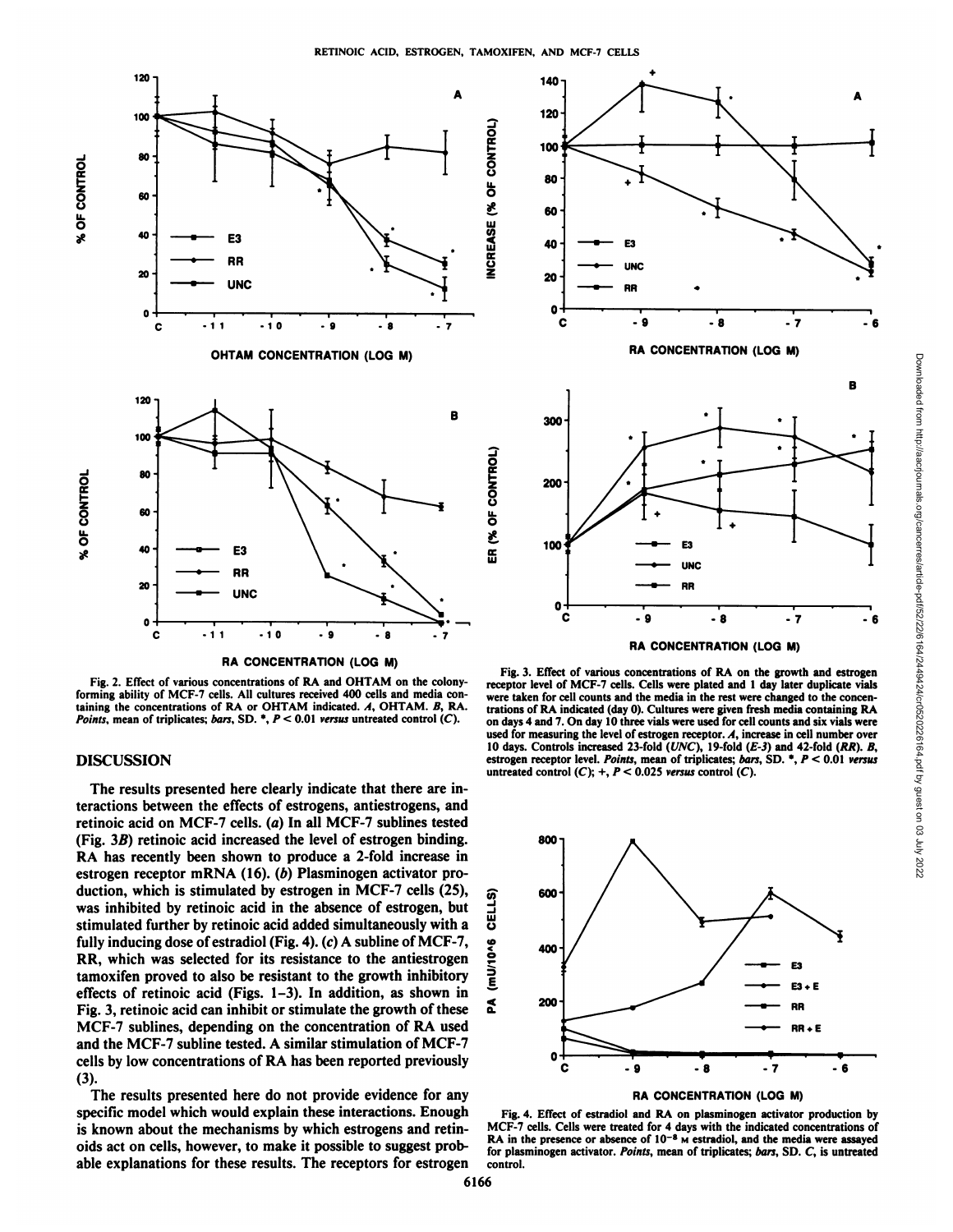Fig. 2. Effect of various concentrations of RA and OHTAM on the colony-forming ability of MCF-7 cells. All cultures received 400 cells and media containing the concentrations of RA or OHTAM indicated. *A*, OHTAM. *B*, RA. *Points*, mean of triplicates; *bars*, SD. *, $P < 0.01$ *versus* untreated control (*C*).

Fig. 3. Effect of various concentrations of RA on the growth and estrogen receptor level of MCF-7 cells. Cells were plated and 1 day later duplicate vials were taken for cell counts and the media in the rest were changed to the concentrations of RA indicated (day 0). Cultures were given fresh media containing RA on days 4 and 7. On day 10 three vials were used for cell counts and six vials were used for measuring the level of estrogen receptor. *A*, increase in cell number over 10 days. Controls increased 23-fold (*UNC*), 19-fold (*E-3*) and 42-fold (*RR*). *B*, estrogen receptor level. *Points*, mean of triplicates; *bars*, SD. *, $P < 0.01$ *versus* untreated control (*C*); +, $P < 0.025$ *versus* control (*C*).

## DISCUSSION

The results presented here clearly indicate that there are interactions between the effects of estrogens, antiestrogens, and retinoic acid on MCF-7 cells. (*a*) In all MCF-7 sublines tested (Fig. 3*B*) retinoic acid increased the level of estrogen binding. RA has recently been shown to produce a 2-fold increase in estrogen receptor mRNA (16). (*b*) Plasminogen activator production, which is stimulated by estrogen in MCF-7 cells (25), was inhibited by retinoic acid in the absence of estrogen, but stimulated further by retinoic acid added simultaneously with a fully inducing dose of estradiol (Fig. 4). (*c*) A subline of MCF-7, RR, which was selected for its resistance to the antiestrogen tamoxifen proved to also be resistant to the growth inhibitory effects of retinoic acid (Figs. 1–3). In addition, as shown in Fig. 3, retinoic acid can inhibit or stimulate the growth of these MCF-7 sublines, depending on the concentration of RA used and the MCF-7 subline tested. A similar stimulation of MCF-7 cells by low concentrations of RA has been reported previously (3).

The results presented here do not provide evidence for any specific model which would explain these interactions. Enough is known about the mechanisms by which estrogens and retinoids act on cells, however, to make it possible to suggest probable explanations for these results. The receptors for estrogen

Fig. 4. Effect of estradiol and RA on plasminogen activator production by MCF-7 cells. Cells were treated for 4 days with the indicated concentrations of RA in the presence or absence of $10^{-8}$ M estradiol, and the media were assayed for plasminogen activator. *Points*, mean of triplicates; *bars*, SD. *C*, is untreated control.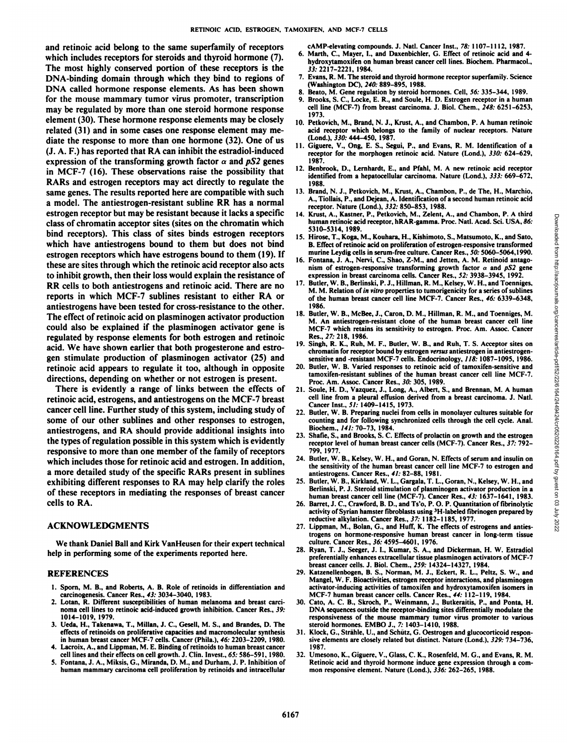and retinoic acid belong to the same superfamily of receptors which includes receptors for steroids and thyroid hormone (7). The most highly conserved portion of these receptors is the DNA-binding domain through which they bind to regions of DNA called hormone response elements. As has been shown for the mouse mammary tumor virus promoter, transcription may be regulated by more than one steroid hormone response element (30). These hormone response elements may be closely related (31) and in some cases one response element may mediate the response to more than one hormone (32). One of us (J. A. F.) has reported that RA can inhibit the estradiol-induced expression of the transforming growth factor $\alpha$ and *pS2* genes in MCF-7 (16). These observations raise the possibility that RARs and estrogen receptors may act directly to regulate the same genes. The results reported here are compatible with such a model. The antiestrogen-resistant subline RR has a normal estrogen receptor but may be resistant because it lacks a specific class of chromatin acceptor sites (sites on the chromatin which bind receptors). This class of sites binds estrogen receptors which have antiestrogens bound to them but does not bind estrogen receptors which have estrogens bound to them (19). If these are sites through which the retinoic acid receptor also acts to inhibit growth, then their loss would explain the resistance of RR cells to both antiestrogens and retinoic acid. There are no reports in which MCF-7 sublines resistant to either RA or antiestrogens have been tested for cross-resistance to the other. The effect of retinoic acid on plasminogen activator production could also be explained if the plasminogen activator gene is regulated by response elements for both estrogen and retinoic acid. We have shown earlier that both progesterone and estrogen stimulate production of plasminogen activator (25) and retinoic acid appears to regulate it too, although in opposite directions, depending on whether or not estrogen is present.

There is evidently a range of links between the effects of retinoic acid, estrogens, and antiestrogens on the MCF-7 breast cancer cell line. Further study of this system, including study of some of our other sublines and other responses to estrogen, antiestrogens, and RA should provide additional insights into the types of regulation possible in this system which is evidently responsive to more than one member of the family of receptors which includes those for retinoic acid and estrogen. In addition, a more detailed study of the specific RARs present in sublines exhibiting different responses to RA may help clarify the roles of these receptors in mediating the responses of breast cancer cells to RA.

## ACKNOWLEDGMENTS

We thank Daniel Ball and Kirk VanHeusen for their expert technical help in performing some of the experiments reported here.

## REFERENCES

1. Sporn, M. B., and Roberts, A. B. Role of retinoids in differentiation and carcinogenesis. Cancer Res., *43:* 3034–3040, 1983.
2. Lotan, R. Different susceptibilities of human melanoma and breast carcinoma cell lines to retinoic acid-induced growth inhibition. Cancer Res., *39:* 1014–1019, 1979.
3. Ueda, H., Takenawa, T., Millan, J. C., Gesell, M. S., and Brandes, D. The effects of retinoids on proliferative capacities and macromolecular synthesis in human breast cancer MCF-7 cells. Cancer (Phila.), *46:* 2203–2209, 1980.
4. Lacroix, A., and Lippman, M. E. Binding of retinoids to human breast cancer cell lines and their effects on cell growth. J. Clin. Invest., *65:* 586–591, 1980.
5. Fontana, J. A., Miksis, G., Miranda, D. M., and Durham, J. P. Inhibition of human mammary carcinoma cell proliferation by retinoids and intracellular cAMP-elevating compounds. J. Natl. Cancer Inst., *78:* 1107–1112, 1987.
6. Marth, C., Mayer, I., and Daxenbichler, G. Effect of retinoic acid and 4-hydroxytamoxifen on human breast cancer cell lines. Biochem. Pharmacol., *33:* 2217–2221, 1984.
7. Evans, R. M. The steroid and thyroid hormone receptor superfamily. Science (Washington DC), *240:* 889–895, 1988.
8. Beato, M. Gene regulation by steroid hormones. Cell, *56:* 335–344, 1989.
9. Brooks, S. C., Locke, E. R., and Soule, H. D. Estrogen receptor in a human cell line (MCF-7) from breast carcinoma. J. Biol. Chem., *248:* 6251–6253, 1973.
10. Petkovich, M., Brand, N. J., Krust, A., and Chambon, P. A human retinoic acid receptor which belongs to the family of nuclear receptors. Nature (Lond.), *330:* 444–450, 1987.
11. Giguere, V., Ong, E. S., Segui, P., and Evans, R. M. Identification of a receptor for the morphogen retinoic acid. Nature (Lond.), *330:* 624–629, 1987.
12. Benbrook, D., Lernhardt, E., and Pfahl, M. A new retinoic acid receptor identified from a hepatocellular carcinoma. Nature (Lond.), *333:* 669–672, 1988.
13. Brand, N. J., Petkovich, M., Krust, A., Chambon, P., de The, H., Marchio, A., Tiollais, P., and Dejean, A. Identification of a second human retinoic acid receptor. Nature (Lond.), *332:* 850–853, 1988.
14. Krust, A., Kastner, P., Petkovich, M., Zelent, A., and Chambon, P. A third human retinoic acid receptor, hRAR-gamma. Proc. Natl. Acad. Sci. USA, *86:* 5310–5314, 1989.
15. Hirose, T., Koga, M., Kouhara, H., Kishimoto, S., Matsumoto, K., and Sato, B. Effect of retinoic acid on proliferation of estrogen-responsive transformed murine Leydig cells in serum-free culture. Cancer Res., *50:* 5060–5064, 1990.
16. Fontana, J. A., Nervi, C., Shao, Z-M., and Jetten, A. M. Retinoid antagonism of estrogen-responsive transforming growth factor $\alpha$ and *pS2* gene expression in breast carcinoma cells. Cancer Res., *52:* 3938–3945, 1992.
17. Butler, W. B., Berlinski, P. J., Hillman, R. M., Kelsey, W. H., and Toenniges, M. M. Relation of *in vitro* properties to tumorigenicity for a series of sublines of the human breast cancer cell line MCF-7. Cancer Res., *46:* 6339–6348, 1986.
18. Butler, W. B., McBee, J., Caron, D. M., Hillman, R. M., and Toenniges, M. M. An antiestrogen-resistant clone of the human breast cancer cell line MCF-7 which retains its sensitivity to estrogen. Proc. Am. Assoc. Cancer Res., *27:* 218, 1986.
19. Singh, R. K., Ruh, M. F., Butler, W. B., and Ruh, T. S. Acceptor sites on chromatin for receptor bound by estrogen *versus* antiestrogen in antiestrogen-sensitive and -resistant MCF-7 cells. Endocrinology, *118:* 1087–1095, 1986.
20. Butler, W. B. Varied responses to retinoic acid of tamoxifen-sensitive and tamoxifen-resistant sublines of the human breast cancer cell line MCF-7. Proc. Am. Assoc. Cancer Res., *30:* 305, 1989.
21. Soule, H. D., Vazquez, J., Long, A., Albert, S., and Brennan, M. A human cell line from a pleural effusion derived from a breast carcinoma. J. Natl. Cancer Inst., *51:* 1409–1415, 1973.
22. Butler, W. B. Preparing nuclei from cells in monolayer cultures suitable for counting and for following synchronized cells through the cell cycle. Anal. Biochem., *141:* 70–73, 1984.
23. Shafie, S., and Brooks, S. C. Effects of prolactin on growth and the estrogen receptor level of human breast cancer cells (MCF-7). Cancer Res., *37:* 792–799, 1977.
24. Butler, W. B., Kelsey, W. H., and Goran, N. Effects of serum and insulin on the sensitivity of the human breast cancer cell line MCF-7 to estrogen and antiestrogens. Cancer Res., *41:* 82–88, 1981.
25. Butler, W. B., Kirkland, W. L., Gargala, T. L., Goran, N., Kelsey, W. H., and Berlinski, P. J. Steroid stimulation of plasminogen activator production in a human breast cancer cell line (MCF-7). Cancer Res., *43:* 1637–1641, 1983.
26. Barret, J. C., Crawford, B. D., and Ts'o, P. O. P. Quantitation of fibrinolytic activity of Syrian hamster fibroblasts using $^{3}$H-labeled fibrinogen prepared by reductive alkylation. Cancer Res., *37:* 1182–1185, 1977.
27. Lippman, M., Bolan, G., and Huff, K. The effects of estrogens and antiestrogens on hormone-responsive human breast cancer in long-term tissue culture. Cancer Res., *36:* 4595–4601, 1976.
28. Ryan, T. J., Seeger, J. I., Kumar, S. A., and Dickerman, H. W. Estradiol preferentially enhances extracellular tissue plasminogen activators of MCF-7 breast cancer cells. J. Biol. Chem., *259:* 14324–14327, 1984.
29. Katzenellenbogen, B. S., Norman, M. J., Eckert, R. L., Peltz, S. W., and Mangel, W. F. Bioactivities, estrogen receptor interactions, and plasminogen activator-inducing activities of tamoxifen and hydroxytamoxifen isomers in MCF-7 human breast cancer cells. Cancer Res., *44:* 112–119, 1984.
30. Cato, A. C. B., Skroch, P., Weinmann, J., Butkeraitis, P., and Ponta, H. DNA sequences outside the receptor-binding sites differentially modulate the responsiveness of the mouse mammary tumor virus promoter to various steroid hormones. EMBO J., *7:* 1403–1410, 1988.
31. Klock, G., Strähle, U., and Schütz, G. Oestrogen and glucocorticoid responsive elements are closely related but distinct. Nature (Lond.), *329:* 734–736, 1987.
32. Umesono, K., Giguere, V., Glass, C. K., Rosenfeld, M. G., and Evans, R. M. Retinoic acid and thyroid hormone induce gene expression through a common responsive element. Nature (Lond.), *336:* 262–265, 1988.